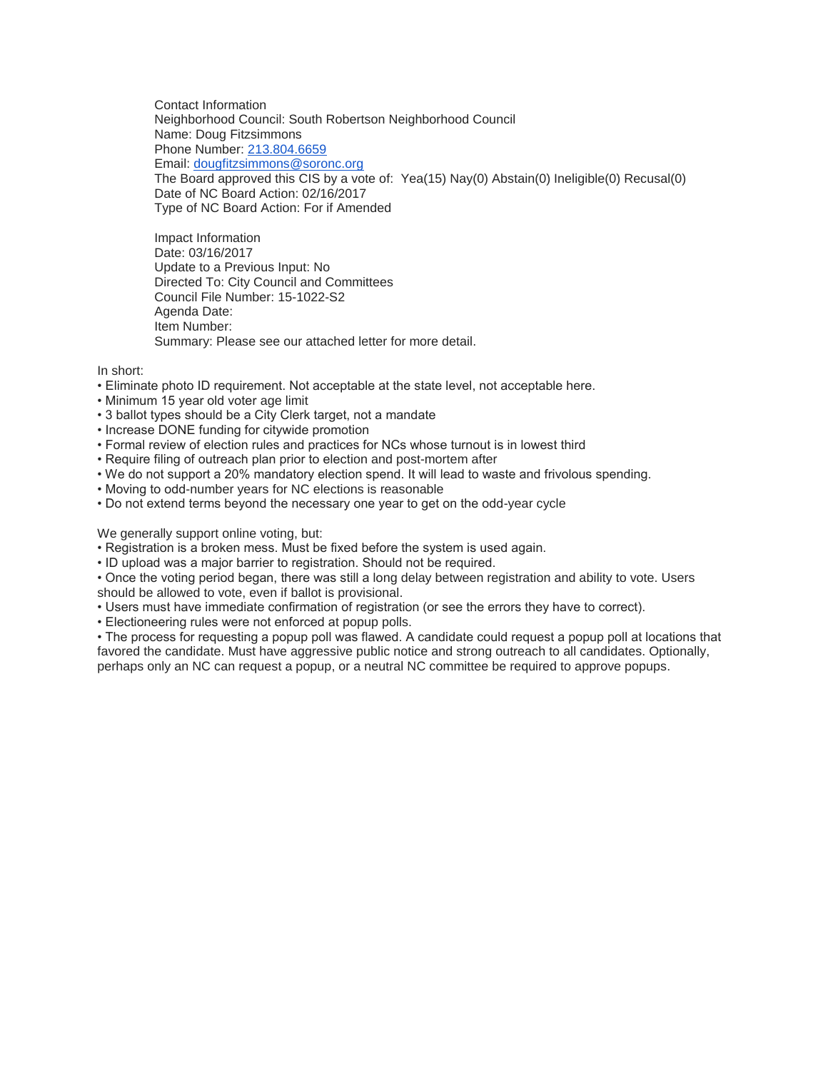Contact Information
Neighborhood Council: South Robertson Neighborhood Council
Name: Doug Fitzsimmons
Phone Number: [213.804.6659](tel:213.804.6659)
Email: [dougfitzsimmons@soronc.org](mailto:dougfitzsimmons@soronc.org)
The Board approved this CIS by a vote of: Yea(15) Nay(0) Abstain(0) Ineligible(0) Recusal(0)
Date of NC Board Action: 02/16/2017
Type of NC Board Action: For if Amended

Impact Information
Date: 03/16/2017
Update to a Previous Input: No
Directed To: City Council and Committees
Council File Number: 15-1022-S2
Agenda Date:
Item Number:
Summary: Please see our attached letter for more detail.

In short:

- Eliminate photo ID requirement. Not acceptable at the state level, not acceptable here.
- Minimum 15 year old voter age limit
- 3 ballot types should be a City Clerk target, not a mandate
- Increase DONE funding for citywide promotion
- Formal review of election rules and practices for NCs whose turnout is in lowest third
- Require filing of outreach plan prior to election and post-mortem after
- We do not support a 20% mandatory election spend. It will lead to waste and frivolous spending.
- Moving to odd-number years for NC elections is reasonable
- Do not extend terms beyond the necessary one year to get on the odd-year cycle

We generally support online voting, but:

- Registration is a broken mess. Must be fixed before the system is used again.
- ID upload was a major barrier to registration. Should not be required.
- Once the voting period began, there was still a long delay between registration and ability to vote. Users should be allowed to vote, even if ballot is provisional.
- Users must have immediate confirmation of registration (or see the errors they have to correct).
- Electioneering rules were not enforced at popup polls.
- The process for requesting a popup poll was flawed. A candidate could request a popup poll at locations that favored the candidate. Must have aggressive public notice and strong outreach to all candidates. Optionally, perhaps only an NC can request a popup, or a neutral NC committee be required to approve popups.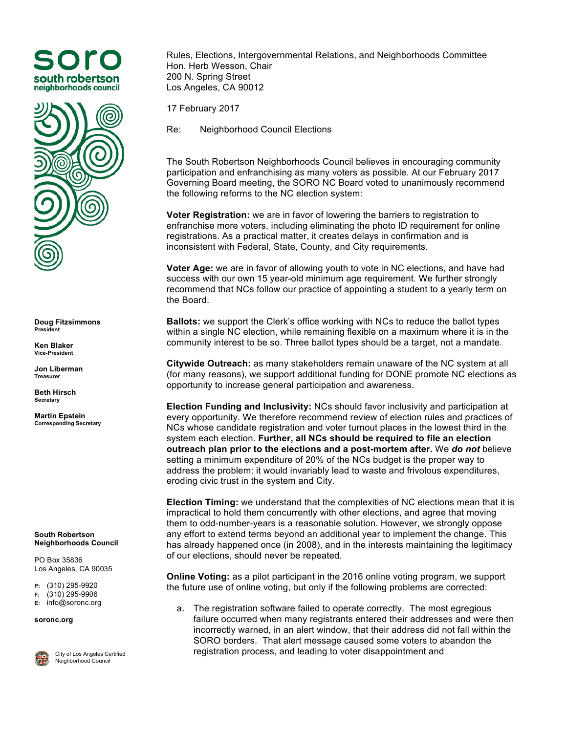**soro**
**south robertson neighborhoods council**

**Doug Fitzsimmons**
President

**Ken Blaker**
Vice-President

**Jon Liberman**
Treasurer

**Beth Hirsch**
Secretary

**Martin Epstein**
Corresponding Secretary

**South Robertson Neighborhoods Council**

PO Box 35836
Los Angeles, CA 90035

P: (310) 295-9920
F: (310) 295-9906
E: info@soronc.org

soronc.org

City of Los Angeles Certified Neighborhood Council

Rules, Elections, Intergovernmental Relations, and Neighborhoods Committee
Hon. Herb Wesson, Chair
200 N. Spring Street
Los Angeles, CA 90012

17 February 2017

Re: Neighborhood Council Elections

The South Robertson Neighborhoods Council believes in encouraging community participation and enfranchising as many voters as possible. At our February 2017 Governing Board meeting, the SORO NC Board voted to unanimously recommend the following reforms to the NC election system:

**Voter Registration:** we are in favor of lowering the barriers to registration to enfranchise more voters, including eliminating the photo ID requirement for online registrations. As a practical matter, it creates delays in confirmation and is inconsistent with Federal, State, County, and City requirements.

**Voter Age:** we are in favor of allowing youth to vote in NC elections, and have had success with our own 15 year-old minimum age requirement. We further strongly recommend that NCs follow our practice of appointing a student to a yearly term on the Board.

**Ballots:** we support the Clerk's office working with NCs to reduce the ballot types within a single NC election, while remaining flexible on a maximum where it is in the community interest to be so. Three ballot types should be a target, not a mandate.

**Citywide Outreach:** as many stakeholders remain unaware of the NC system at all (for many reasons), we support additional funding for DONE promote NC elections as opportunity to increase general participation and awareness.

**Election Funding and Inclusivity:** NCs should favor inclusivity and participation at every opportunity. We therefore recommend review of election rules and practices of NCs whose candidate registration and voter turnout places in the lowest third in the system each election. **Further, all NCs should be required to file an election outreach plan prior to the elections and a post-mortem after.** We ***do not*** believe setting a minimum expenditure of 20% of the NCs budget is the proper way to address the problem: it would invariably lead to waste and frivolous expenditures, eroding civic trust in the system and City.

**Election Timing:** we understand that the complexities of NC elections mean that it is impractical to hold them concurrently with other elections, and agree that moving them to odd-number-years is a reasonable solution. However, we strongly oppose any effort to extend terms beyond an additional year to implement the change. This has already happened once (in 2008), and in the interests maintaining the legitimacy of our elections, should never be repeated.

**Online Voting:** as a pilot participant in the 2016 online voting program, we support the future use of online voting, but only if the following problems are corrected:

a. The registration software failed to operate correctly. The most egregious failure occurred when many registrants entered their addresses and were then incorrectly warned, in an alert window, that their address did not fall within the SORO borders. That alert message caused some voters to abandon the registration process, and leading to voter disappointment and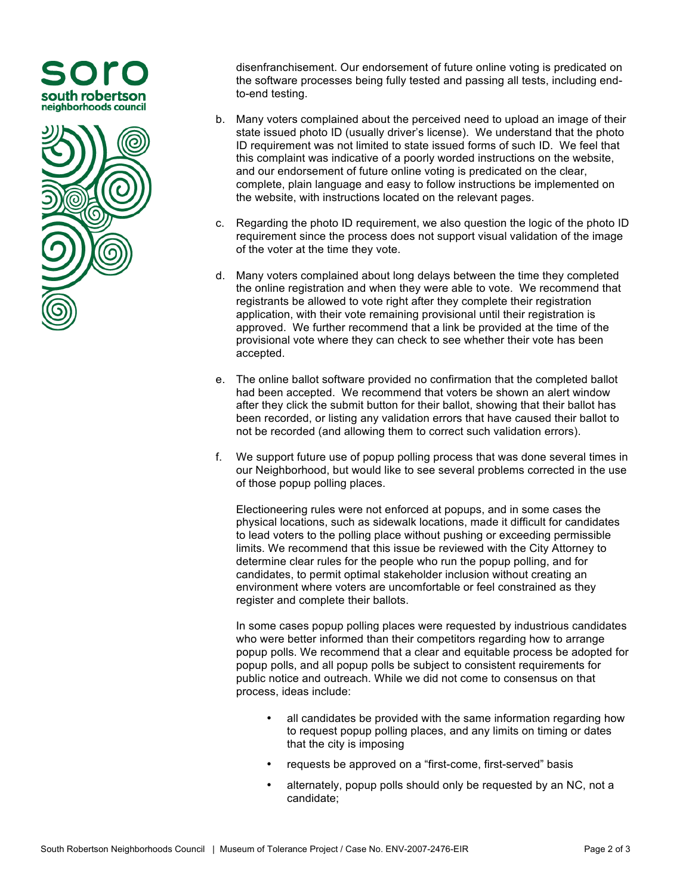disenfranchisement. Our endorsement of future online voting is predicated on the software processes being fully tested and passing all tests, including end-to-end testing.

b. Many voters complained about the perceived need to upload an image of their state issued photo ID (usually driver's license). We understand that the photo ID requirement was not limited to state issued forms of such ID. We feel that this complaint was indicative of a poorly worded instructions on the website, and our endorsement of future online voting is predicated on the clear, complete, plain language and easy to follow instructions be implemented on the website, with instructions located on the relevant pages.

c. Regarding the photo ID requirement, we also question the logic of the photo ID requirement since the process does not support visual validation of the image of the voter at the time they vote.

d. Many voters complained about long delays between the time they completed the online registration and when they were able to vote. We recommend that registrants be allowed to vote right after they complete their registration application, with their vote remaining provisional until their registration is approved. We further recommend that a link be provided at the time of the provisional vote where they can check to see whether their vote has been accepted.

e. The online ballot software provided no confirmation that the completed ballot had been accepted. We recommend that voters be shown an alert window after they click the submit button for their ballot, showing that their ballot has been recorded, or listing any validation errors that have caused their ballot to not be recorded (and allowing them to correct such validation errors).

f. We support future use of popup polling process that was done several times in our Neighborhood, but would like to see several problems corrected in the use of those popup polling places.

   Electioneering rules were not enforced at popups, and in some cases the physical locations, such as sidewalk locations, made it difficult for candidates to lead voters to the polling place without pushing or exceeding permissible limits. We recommend that this issue be reviewed with the City Attorney to determine clear rules for the people who run the popup polling, and for candidates, to permit optimal stakeholder inclusion without creating an environment where voters are uncomfortable or feel constrained as they register and complete their ballots.

   In some cases popup polling places were requested by industrious candidates who were better informed than their competitors regarding how to arrange popup polls. We recommend that a clear and equitable process be adopted for popup polls, and all popup polls be subject to consistent requirements for public notice and outreach. While we did not come to consensus on that process, ideas include:

   - all candidates be provided with the same information regarding how to request popup polling places, and any limits on timing or dates that the city is imposing
   - requests be approved on a "first-come, first-served" basis
   - alternately, popup polls should only be requested by an NC, not a candidate;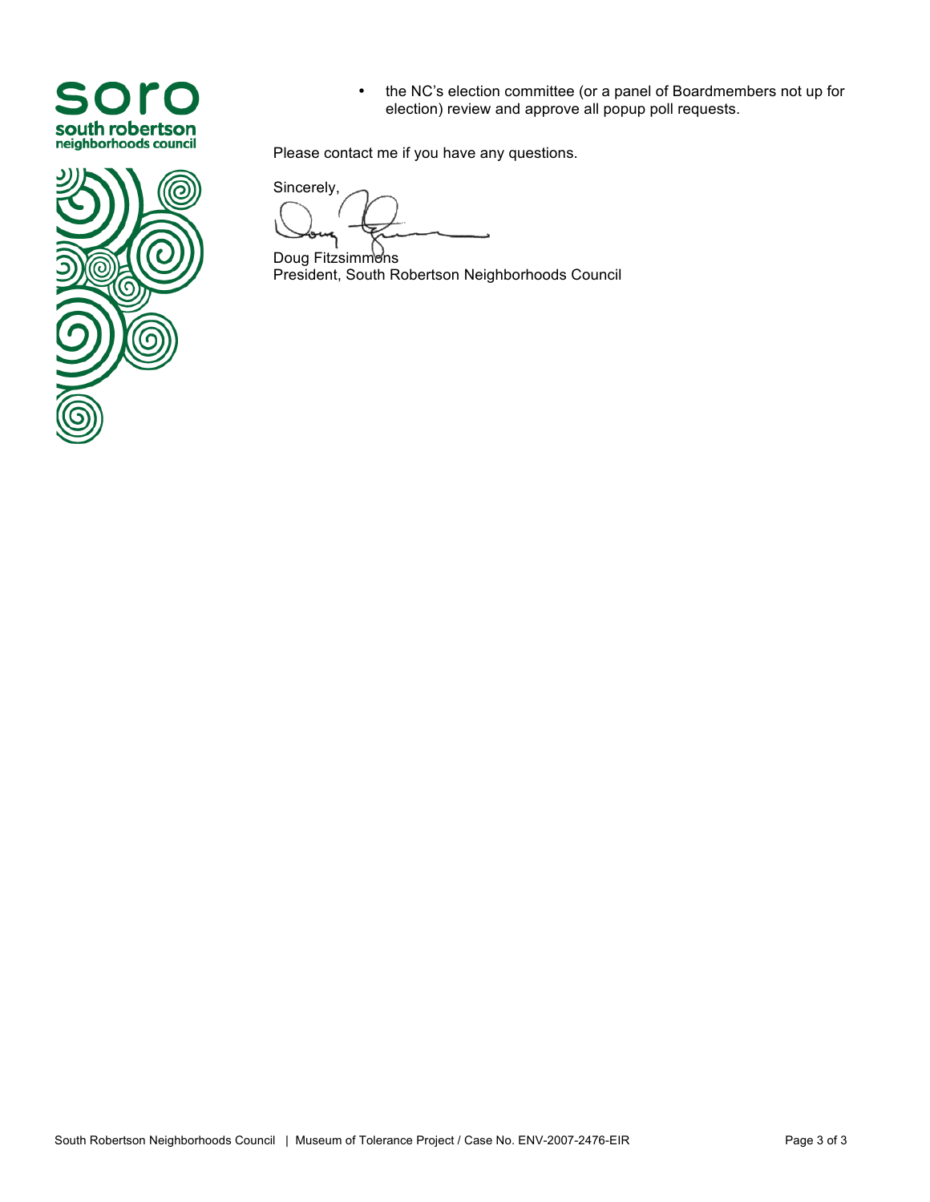- the NC's election committee (or a panel of Boardmembers not up for election) review and approve all popup poll requests.

Please contact me if you have any questions.

Sincerely,

Doug Fitzsimmons
President, South Robertson Neighborhoods Council